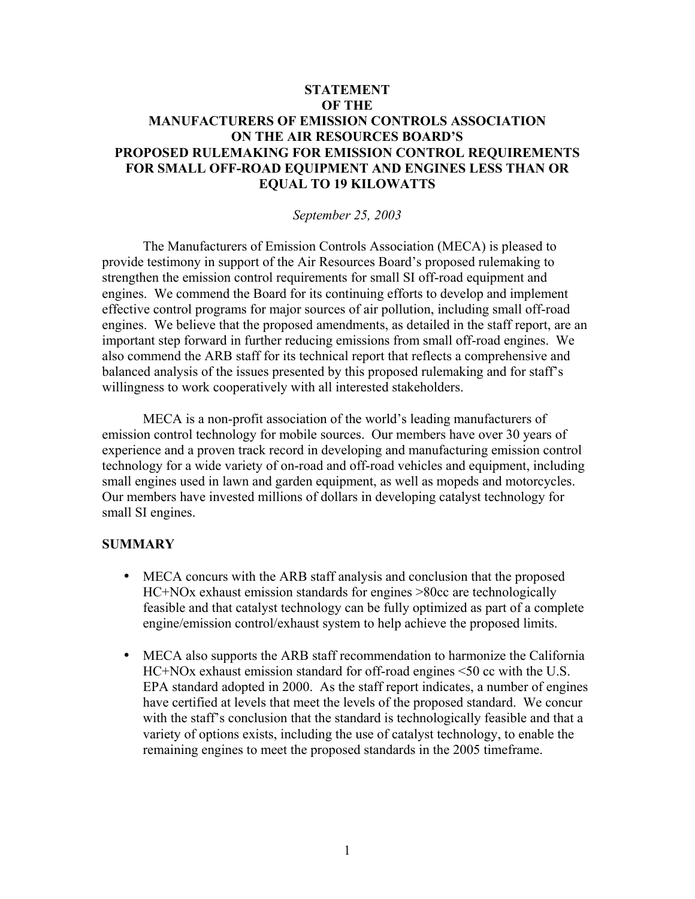# STATEMENT
# OF THE
# MANUFACTURERS OF EMISSION CONTROLS ASSOCIATION
# ON THE AIR RESOURCES BOARD'S
# PROPOSED RULEMAKING FOR EMISSION CONTROL REQUIREMENTS FOR SMALL OFF-ROAD EQUIPMENT AND ENGINES LESS THAN OR EQUAL TO 19 KILOWATTS

*September 25, 2003*

The Manufacturers of Emission Controls Association (MECA) is pleased to provide testimony in support of the Air Resources Board's proposed rulemaking to strengthen the emission control requirements for small SI off-road equipment and engines. We commend the Board for its continuing efforts to develop and implement effective control programs for major sources of air pollution, including small off-road engines. We believe that the proposed amendments, as detailed in the staff report, are an important step forward in further reducing emissions from small off-road engines. We also commend the ARB staff for its technical report that reflects a comprehensive and balanced analysis of the issues presented by this proposed rulemaking and for staff's willingness to work cooperatively with all interested stakeholders.

MECA is a non-profit association of the world's leading manufacturers of emission control technology for mobile sources. Our members have over 30 years of experience and a proven track record in developing and manufacturing emission control technology for a wide variety of on-road and off-road vehicles and equipment, including small engines used in lawn and garden equipment, as well as mopeds and motorcycles. Our members have invested millions of dollars in developing catalyst technology for small SI engines.

## SUMMARY

- MECA concurs with the ARB staff analysis and conclusion that the proposed HC+NOx exhaust emission standards for engines >80cc are technologically feasible and that catalyst technology can be fully optimized as part of a complete engine/emission control/exhaust system to help achieve the proposed limits.

- MECA also supports the ARB staff recommendation to harmonize the California HC+NOx exhaust emission standard for off-road engines <50 cc with the U.S. EPA standard adopted in 2000. As the staff report indicates, a number of engines have certified at levels that meet the levels of the proposed standard. We concur with the staff's conclusion that the standard is technologically feasible and that a variety of options exists, including the use of catalyst technology, to enable the remaining engines to meet the proposed standards in the 2005 timeframe.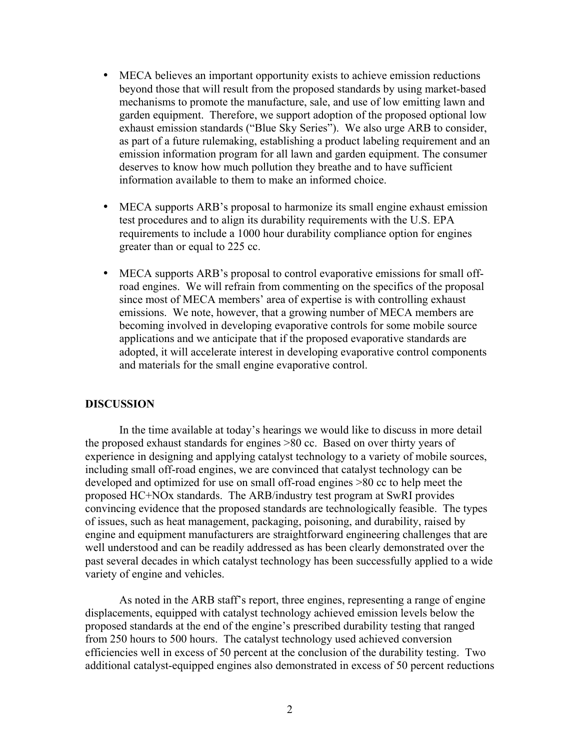- MECA believes an important opportunity exists to achieve emission reductions beyond those that will result from the proposed standards by using market-based mechanisms to promote the manufacture, sale, and use of low emitting lawn and garden equipment. Therefore, we support adoption of the proposed optional low exhaust emission standards ("Blue Sky Series"). We also urge ARB to consider, as part of a future rulemaking, establishing a product labeling requirement and an emission information program for all lawn and garden equipment. The consumer deserves to know how much pollution they breathe and to have sufficient information available to them to make an informed choice.

- MECA supports ARB's proposal to harmonize its small engine exhaust emission test procedures and to align its durability requirements with the U.S. EPA requirements to include a 1000 hour durability compliance option for engines greater than or equal to 225 cc.

- MECA supports ARB's proposal to control evaporative emissions for small off-road engines. We will refrain from commenting on the specifics of the proposal since most of MECA members' area of expertise is with controlling exhaust emissions. We note, however, that a growing number of MECA members are becoming involved in developing evaporative controls for some mobile source applications and we anticipate that if the proposed evaporative standards are adopted, it will accelerate interest in developing evaporative control components and materials for the small engine evaporative control.

**DISCUSSION**

In the time available at today's hearings we would like to discuss in more detail the proposed exhaust standards for engines >80 cc. Based on over thirty years of experience in designing and applying catalyst technology to a variety of mobile sources, including small off-road engines, we are convinced that catalyst technology can be developed and optimized for use on small off-road engines >80 cc to help meet the proposed HC+NOx standards. The ARB/industry test program at SwRI provides convincing evidence that the proposed standards are technologically feasible. The types of issues, such as heat management, packaging, poisoning, and durability, raised by engine and equipment manufacturers are straightforward engineering challenges that are well understood and can be readily addressed as has been clearly demonstrated over the past several decades in which catalyst technology has been successfully applied to a wide variety of engine and vehicles.

As noted in the ARB staff's report, three engines, representing a range of engine displacements, equipped with catalyst technology achieved emission levels below the proposed standards at the end of the engine's prescribed durability testing that ranged from 250 hours to 500 hours. The catalyst technology used achieved conversion efficiencies well in excess of 50 percent at the conclusion of the durability testing. Two additional catalyst-equipped engines also demonstrated in excess of 50 percent reductions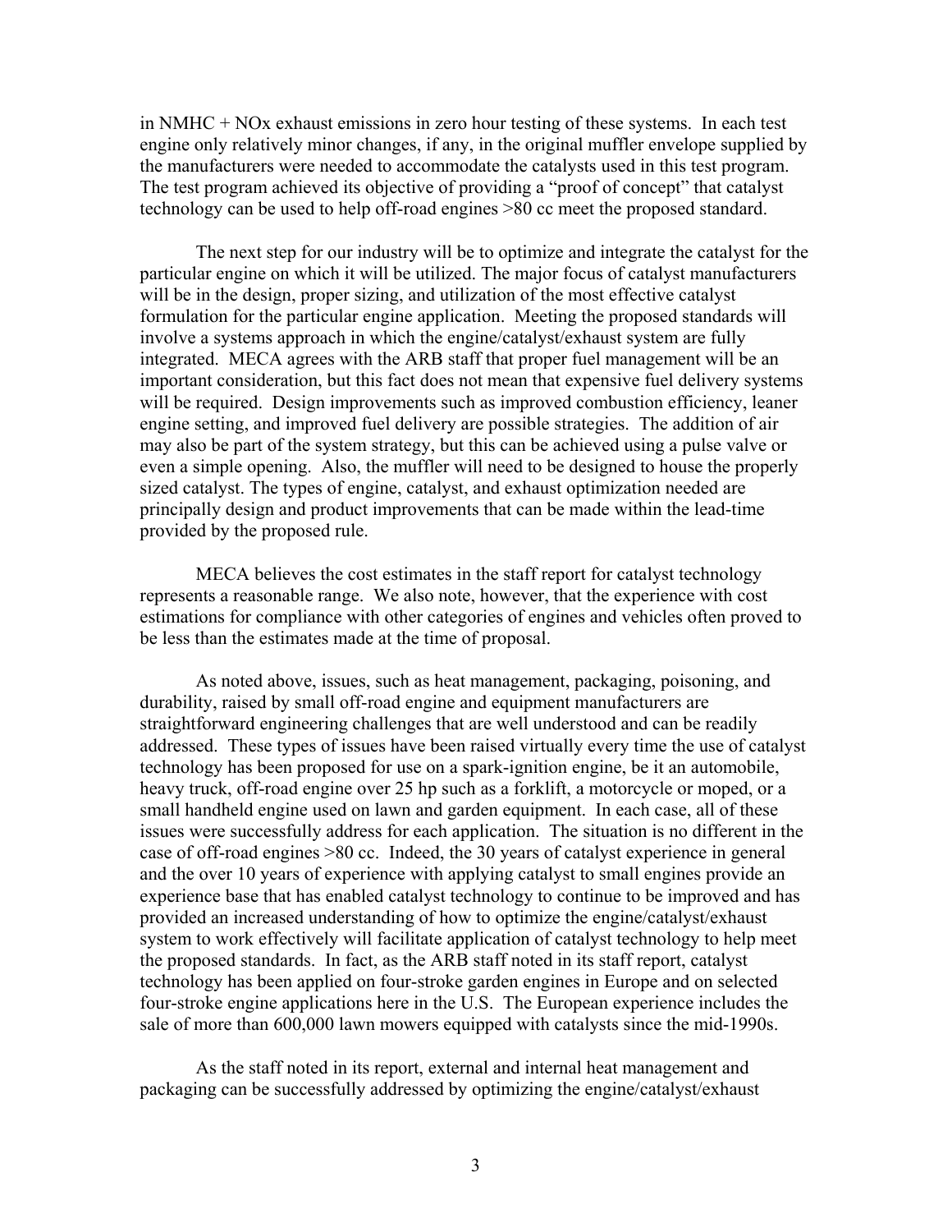in NMHC + NOx exhaust emissions in zero hour testing of these systems. In each test engine only relatively minor changes, if any, in the original muffler envelope supplied by the manufacturers were needed to accommodate the catalysts used in this test program. The test program achieved its objective of providing a "proof of concept" that catalyst technology can be used to help off-road engines >80 cc meet the proposed standard.

The next step for our industry will be to optimize and integrate the catalyst for the particular engine on which it will be utilized. The major focus of catalyst manufacturers will be in the design, proper sizing, and utilization of the most effective catalyst formulation for the particular engine application. Meeting the proposed standards will involve a systems approach in which the engine/catalyst/exhaust system are fully integrated. MECA agrees with the ARB staff that proper fuel management will be an important consideration, but this fact does not mean that expensive fuel delivery systems will be required. Design improvements such as improved combustion efficiency, leaner engine setting, and improved fuel delivery are possible strategies. The addition of air may also be part of the system strategy, but this can be achieved using a pulse valve or even a simple opening. Also, the muffler will need to be designed to house the properly sized catalyst. The types of engine, catalyst, and exhaust optimization needed are principally design and product improvements that can be made within the lead-time provided by the proposed rule.

MECA believes the cost estimates in the staff report for catalyst technology represents a reasonable range. We also note, however, that the experience with cost estimations for compliance with other categories of engines and vehicles often proved to be less than the estimates made at the time of proposal.

As noted above, issues, such as heat management, packaging, poisoning, and durability, raised by small off-road engine and equipment manufacturers are straightforward engineering challenges that are well understood and can be readily addressed. These types of issues have been raised virtually every time the use of catalyst technology has been proposed for use on a spark-ignition engine, be it an automobile, heavy truck, off-road engine over 25 hp such as a forklift, a motorcycle or moped, or a small handheld engine used on lawn and garden equipment. In each case, all of these issues were successfully address for each application. The situation is no different in the case of off-road engines >80 cc. Indeed, the 30 years of catalyst experience in general and the over 10 years of experience with applying catalyst to small engines provide an experience base that has enabled catalyst technology to continue to be improved and has provided an increased understanding of how to optimize the engine/catalyst/exhaust system to work effectively will facilitate application of catalyst technology to help meet the proposed standards. In fact, as the ARB staff noted in its staff report, catalyst technology has been applied on four-stroke garden engines in Europe and on selected four-stroke engine applications here in the U.S. The European experience includes the sale of more than 600,000 lawn mowers equipped with catalysts since the mid-1990s.

As the staff noted in its report, external and internal heat management and packaging can be successfully addressed by optimizing the engine/catalyst/exhaust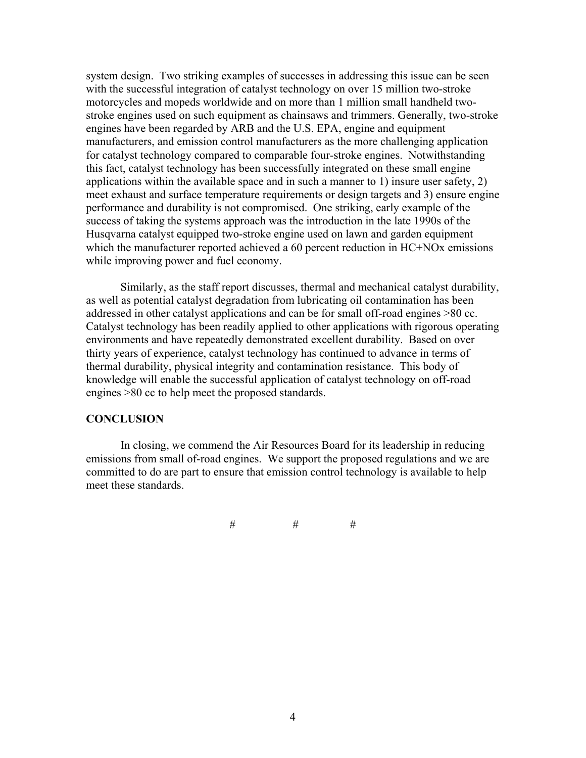system design. Two striking examples of successes in addressing this issue can be seen with the successful integration of catalyst technology on over 15 million two-stroke motorcycles and mopeds worldwide and on more than 1 million small handheld two-stroke engines used on such equipment as chainsaws and trimmers. Generally, two-stroke engines have been regarded by ARB and the U.S. EPA, engine and equipment manufacturers, and emission control manufacturers as the more challenging application for catalyst technology compared to comparable four-stroke engines. Notwithstanding this fact, catalyst technology has been successfully integrated on these small engine applications within the available space and in such a manner to 1) insure user safety, 2) meet exhaust and surface temperature requirements or design targets and 3) ensure engine performance and durability is not compromised. One striking, early example of the success of taking the systems approach was the introduction in the late 1990s of the Husqvarna catalyst equipped two-stroke engine used on lawn and garden equipment which the manufacturer reported achieved a 60 percent reduction in HC+NOx emissions while improving power and fuel economy.

Similarly, as the staff report discusses, thermal and mechanical catalyst durability, as well as potential catalyst degradation from lubricating oil contamination has been addressed in other catalyst applications and can be for small off-road engines >80 cc. Catalyst technology has been readily applied to other applications with rigorous operating environments and have repeatedly demonstrated excellent durability. Based on over thirty years of experience, catalyst technology has continued to advance in terms of thermal durability, physical integrity and contamination resistance. This body of knowledge will enable the successful application of catalyst technology on off-road engines >80 cc to help meet the proposed standards.

**CONCLUSION**

In closing, we commend the Air Resources Board for its leadership in reducing emissions from small of-road engines. We support the proposed regulations and we are committed to do are part to ensure that emission control technology is available to help meet these standards.

\# # #